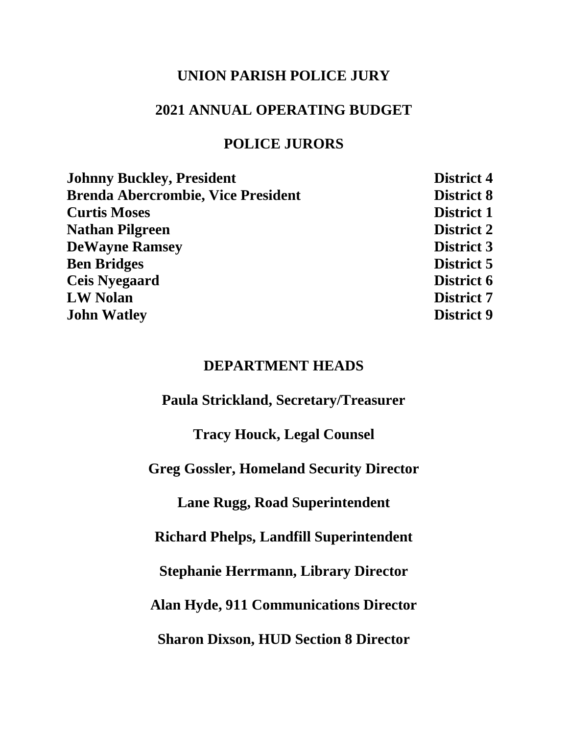# UNION PARISH POLICE JURY

## 2021 ANNUAL OPERATING BUDGET

## POLICE JURORS

| | |
|---|---|
| **Johnny Buckley, President** | **District 4** |
| **Brenda Abercrombie, Vice President** | **District 8** |
| **Curtis Moses** | **District 1** |
| **Nathan Pilgreen** | **District 2** |
| **DeWayne Ramsey** | **District 3** |
| **Ben Bridges** | **District 5** |
| **Ceis Nyegaard** | **District 6** |
| **LW Nolan** | **District 7** |
| **John Watley** | **District 9** |

## DEPARTMENT HEADS

**Paula Strickland, Secretary/Treasurer**

**Tracy Houck, Legal Counsel**

**Greg Gossler, Homeland Security Director**

**Lane Rugg, Road Superintendent**

**Richard Phelps, Landfill Superintendent**

**Stephanie Herrmann, Library Director**

**Alan Hyde, 911 Communications Director**

**Sharon Dixson, HUD Section 8 Director**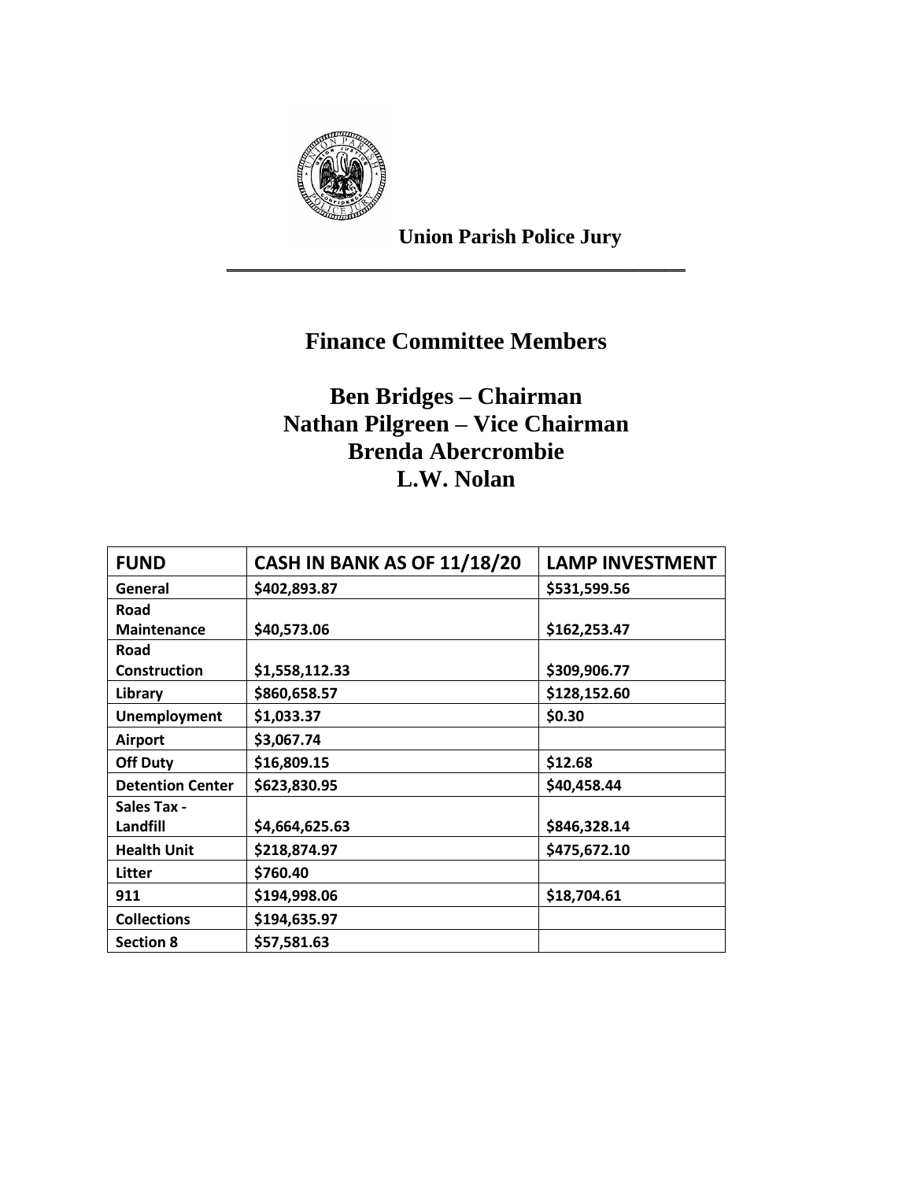**Union Parish Police Jury**

---

## Finance Committee Members

**Ben Bridges – Chairman**
**Nathan Pilgreen – Vice Chairman**
**Brenda Abercrombie**
**L.W. Nolan**

| FUND | CASH IN BANK AS OF 11/18/20 | LAMP INVESTMENT |
|---|---|---|
| General | $402,893.87 | $531,599.56 |
| Road Maintenance | $40,573.06 | $162,253.47 |
| Road Construction | $1,558,112.33 | $309,906.77 |
| Library | $860,658.57 | $128,152.60 |
| Unemployment | $1,033.37 | $0.30 |
| Airport | $3,067.74 | |
| Off Duty | $16,809.15 | $12.68 |
| Detention Center | $623,830.95 | $40,458.44 |
| Sales Tax - Landfill | $4,664,625.63 | $846,328.14 |
| Health Unit | $218,874.97 | $475,672.10 |
| Litter | $760.40 | |
| 911 | $194,998.06 | $18,704.61 |
| Collections | $194,635.97 | |
| Section 8 | $57,581.63 | |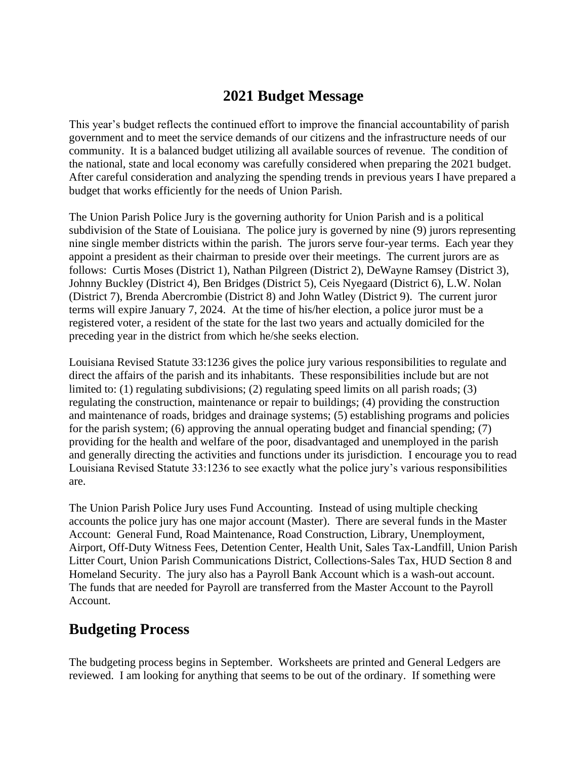# 2021 Budget Message

This year's budget reflects the continued effort to improve the financial accountability of parish government and to meet the service demands of our citizens and the infrastructure needs of our community. It is a balanced budget utilizing all available sources of revenue. The condition of the national, state and local economy was carefully considered when preparing the 2021 budget. After careful consideration and analyzing the spending trends in previous years I have prepared a budget that works efficiently for the needs of Union Parish.

The Union Parish Police Jury is the governing authority for Union Parish and is a political subdivision of the State of Louisiana. The police jury is governed by nine (9) jurors representing nine single member districts within the parish. The jurors serve four-year terms. Each year they appoint a president as their chairman to preside over their meetings. The current jurors are as follows: Curtis Moses (District 1), Nathan Pilgreen (District 2), DeWayne Ramsey (District 3), Johnny Buckley (District 4), Ben Bridges (District 5), Ceis Nyegaard (District 6), L.W. Nolan (District 7), Brenda Abercrombie (District 8) and John Watley (District 9). The current juror terms will expire January 7, 2024. At the time of his/her election, a police juror must be a registered voter, a resident of the state for the last two years and actually domiciled for the preceding year in the district from which he/she seeks election.

Louisiana Revised Statute 33:1236 gives the police jury various responsibilities to regulate and direct the affairs of the parish and its inhabitants. These responsibilities include but are not limited to: (1) regulating subdivisions; (2) regulating speed limits on all parish roads; (3) regulating the construction, maintenance or repair to buildings; (4) providing the construction and maintenance of roads, bridges and drainage systems; (5) establishing programs and policies for the parish system; (6) approving the annual operating budget and financial spending; (7) providing for the health and welfare of the poor, disadvantaged and unemployed in the parish and generally directing the activities and functions under its jurisdiction. I encourage you to read Louisiana Revised Statute 33:1236 to see exactly what the police jury's various responsibilities are.

The Union Parish Police Jury uses Fund Accounting. Instead of using multiple checking accounts the police jury has one major account (Master). There are several funds in the Master Account: General Fund, Road Maintenance, Road Construction, Library, Unemployment, Airport, Off-Duty Witness Fees, Detention Center, Health Unit, Sales Tax-Landfill, Union Parish Litter Court, Union Parish Communications District, Collections-Sales Tax, HUD Section 8 and Homeland Security. The jury also has a Payroll Bank Account which is a wash-out account. The funds that are needed for Payroll are transferred from the Master Account to the Payroll Account.

## Budgeting Process

The budgeting process begins in September. Worksheets are printed and General Ledgers are reviewed. I am looking for anything that seems to be out of the ordinary. If something were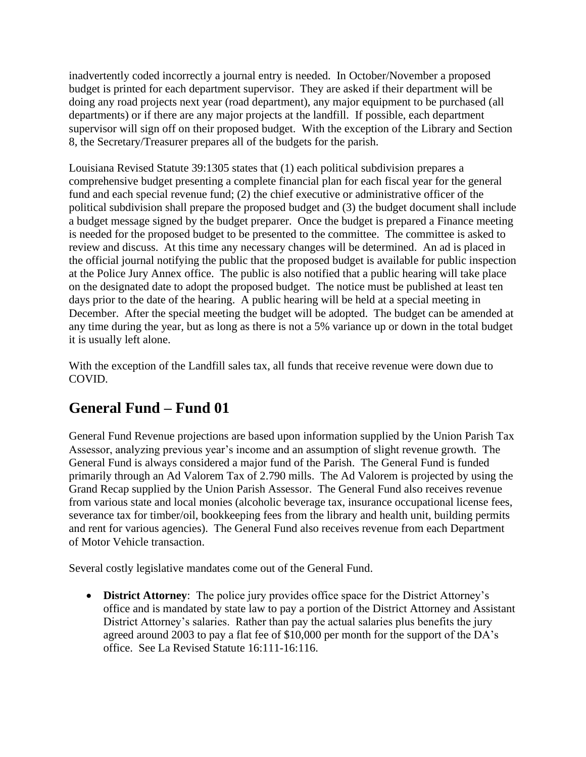inadvertently coded incorrectly a journal entry is needed. In October/November a proposed budget is printed for each department supervisor. They are asked if their department will be doing any road projects next year (road department), any major equipment to be purchased (all departments) or if there are any major projects at the landfill. If possible, each department supervisor will sign off on their proposed budget. With the exception of the Library and Section 8, the Secretary/Treasurer prepares all of the budgets for the parish.

Louisiana Revised Statute 39:1305 states that (1) each political subdivision prepares a comprehensive budget presenting a complete financial plan for each fiscal year for the general fund and each special revenue fund; (2) the chief executive or administrative officer of the political subdivision shall prepare the proposed budget and (3) the budget document shall include a budget message signed by the budget preparer. Once the budget is prepared a Finance meeting is needed for the proposed budget to be presented to the committee. The committee is asked to review and discuss. At this time any necessary changes will be determined. An ad is placed in the official journal notifying the public that the proposed budget is available for public inspection at the Police Jury Annex office. The public is also notified that a public hearing will take place on the designated date to adopt the proposed budget. The notice must be published at least ten days prior to the date of the hearing. A public hearing will be held at a special meeting in December. After the special meeting the budget will be adopted. The budget can be amended at any time during the year, but as long as there is not a 5% variance up or down in the total budget it is usually left alone.

With the exception of the Landfill sales tax, all funds that receive revenue were down due to COVID.

## General Fund – Fund 01

General Fund Revenue projections are based upon information supplied by the Union Parish Tax Assessor, analyzing previous year's income and an assumption of slight revenue growth. The General Fund is always considered a major fund of the Parish. The General Fund is funded primarily through an Ad Valorem Tax of 2.790 mills. The Ad Valorem is projected by using the Grand Recap supplied by the Union Parish Assessor. The General Fund also receives revenue from various state and local monies (alcoholic beverage tax, insurance occupational license fees, severance tax for timber/oil, bookkeeping fees from the library and health unit, building permits and rent for various agencies). The General Fund also receives revenue from each Department of Motor Vehicle transaction.

Several costly legislative mandates come out of the General Fund.

- **District Attorney**: The police jury provides office space for the District Attorney's office and is mandated by state law to pay a portion of the District Attorney and Assistant District Attorney's salaries. Rather than pay the actual salaries plus benefits the jury agreed around 2003 to pay a flat fee of $10,000 per month for the support of the DA's office. See La Revised Statute 16:111-16:116.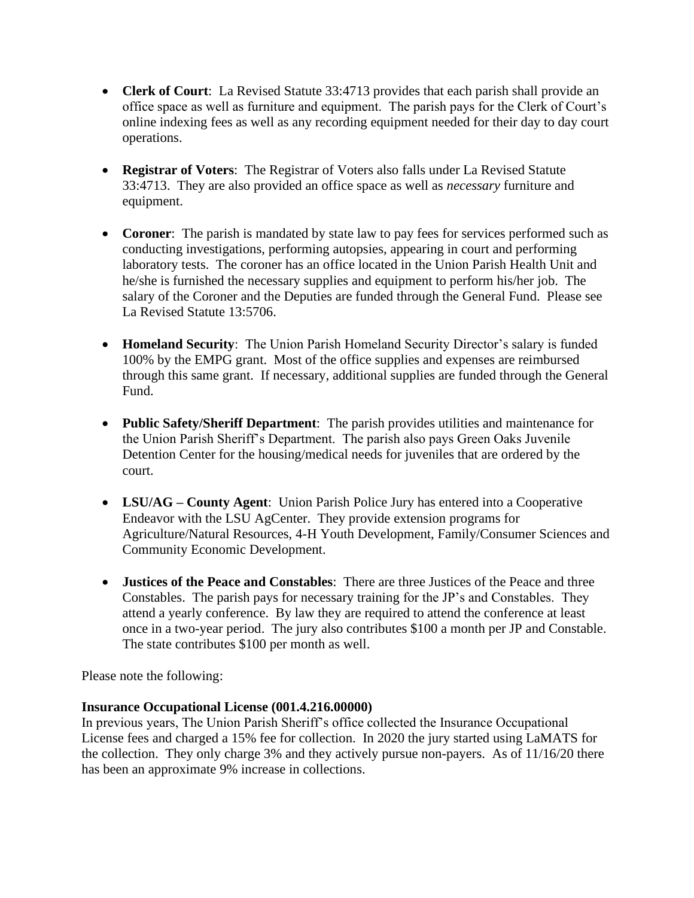- **Clerk of Court**: La Revised Statute 33:4713 provides that each parish shall provide an office space as well as furniture and equipment. The parish pays for the Clerk of Court's online indexing fees as well as any recording equipment needed for their day to day court operations.

- **Registrar of Voters**: The Registrar of Voters also falls under La Revised Statute 33:4713. They are also provided an office space as well as *necessary* furniture and equipment.

- **Coroner**: The parish is mandated by state law to pay fees for services performed such as conducting investigations, performing autopsies, appearing in court and performing laboratory tests. The coroner has an office located in the Union Parish Health Unit and he/she is furnished the necessary supplies and equipment to perform his/her job. The salary of the Coroner and the Deputies are funded through the General Fund. Please see La Revised Statute 13:5706.

- **Homeland Security**: The Union Parish Homeland Security Director's salary is funded 100% by the EMPG grant. Most of the office supplies and expenses are reimbursed through this same grant. If necessary, additional supplies are funded through the General Fund.

- **Public Safety/Sheriff Department**: The parish provides utilities and maintenance for the Union Parish Sheriff's Department. The parish also pays Green Oaks Juvenile Detention Center for the housing/medical needs for juveniles that are ordered by the court.

- **LSU/AG – County Agent**: Union Parish Police Jury has entered into a Cooperative Endeavor with the LSU AgCenter. They provide extension programs for Agriculture/Natural Resources, 4-H Youth Development, Family/Consumer Sciences and Community Economic Development.

- **Justices of the Peace and Constables**: There are three Justices of the Peace and three Constables. The parish pays for necessary training for the JP's and Constables. They attend a yearly conference. By law they are required to attend the conference at least once in a two-year period. The jury also contributes $100 a month per JP and Constable. The state contributes $100 per month as well.

Please note the following:

**Insurance Occupational License (001.4.216.00000)**
In previous years, The Union Parish Sheriff's office collected the Insurance Occupational License fees and charged a 15% fee for collection. In 2020 the jury started using LaMATS for the collection. They only charge 3% and they actively pursue non-payers. As of 11/16/20 there has been an approximate 9% increase in collections.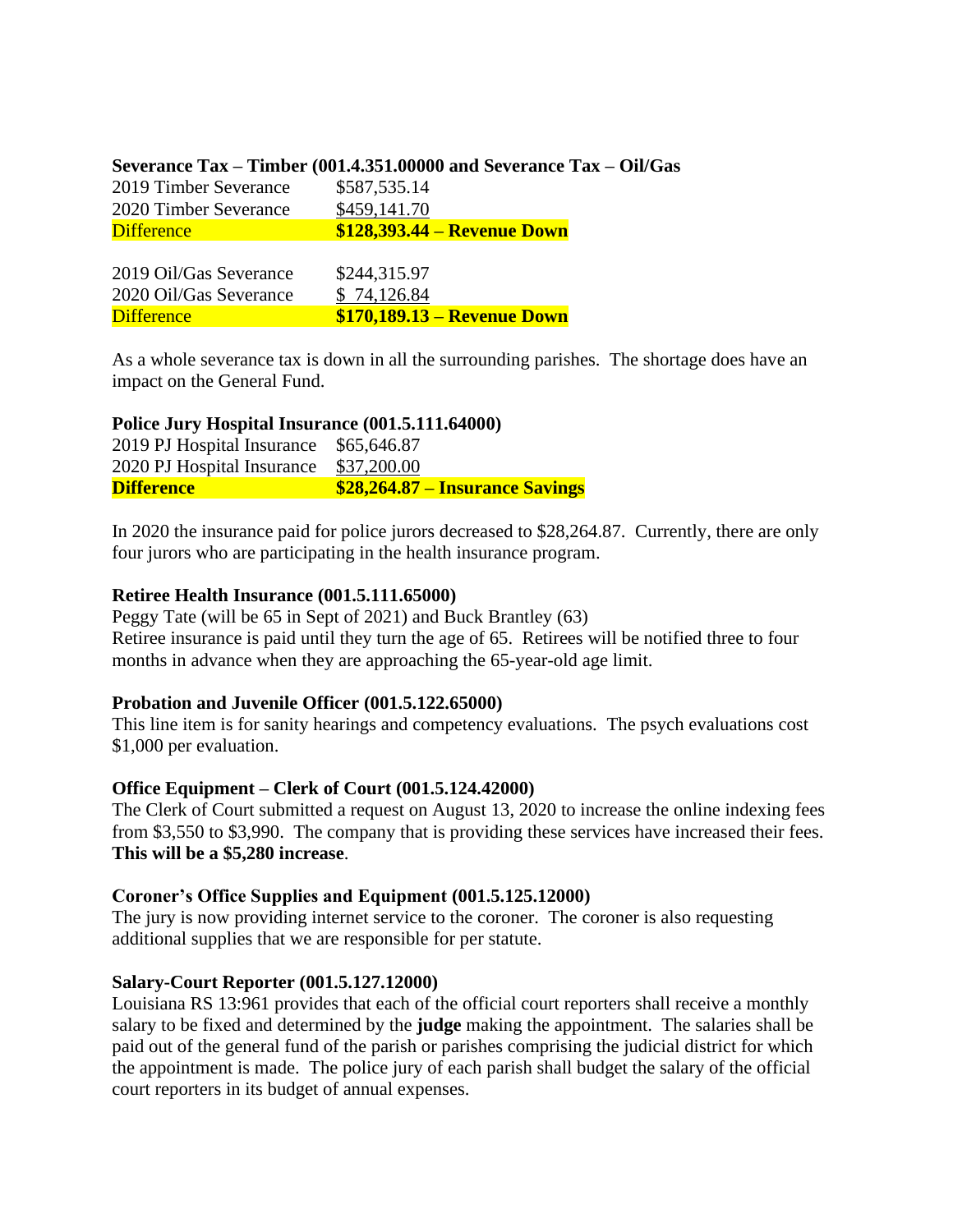**Severance Tax – Timber (001.4.351.00000 and Severance Tax – Oil/Gas**

| | |
|---|---|
| 2019 Timber Severance | $587,535.14 |
| 2020 Timber Severance | $459,141.70 |
| Difference | **$128,393.44 – Revenue Down** |

| | |
|---|---|
| 2019 Oil/Gas Severance | $244,315.97 |
| 2020 Oil/Gas Severance | $ 74,126.84 |
| Difference | **$170,189.13 – Revenue Down** |

As a whole severance tax is down in all the surrounding parishes. The shortage does have an impact on the General Fund.

**Police Jury Hospital Insurance (001.5.111.64000)**

| | |
|---|---|
| 2019 PJ Hospital Insurance | $65,646.87 |
| 2020 PJ Hospital Insurance | $37,200.00 |
| **Difference** | **$28,264.87 – Insurance Savings** |

In 2020 the insurance paid for police jurors decreased to $28,264.87. Currently, there are only four jurors who are participating in the health insurance program.

**Retiree Health Insurance (001.5.111.65000)**

Peggy Tate (will be 65 in Sept of 2021) and Buck Brantley (63)
Retiree insurance is paid until they turn the age of 65. Retirees will be notified three to four months in advance when they are approaching the 65-year-old age limit.

**Probation and Juvenile Officer (001.5.122.65000)**

This line item is for sanity hearings and competency evaluations. The psych evaluations cost $1,000 per evaluation.

**Office Equipment – Clerk of Court (001.5.124.42000)**

The Clerk of Court submitted a request on August 13, 2020 to increase the online indexing fees from $3,550 to $3,990. The company that is providing these services have increased their fees. **This will be a $5,280 increase**.

**Coroner's Office Supplies and Equipment (001.5.125.12000)**

The jury is now providing internet service to the coroner. The coroner is also requesting additional supplies that we are responsible for per statute.

**Salary-Court Reporter (001.5.127.12000)**

Louisiana RS 13:961 provides that each of the official court reporters shall receive a monthly salary to be fixed and determined by the **judge** making the appointment. The salaries shall be paid out of the general fund of the parish or parishes comprising the judicial district for which the appointment is made. The police jury of each parish shall budget the salary of the official court reporters in its budget of annual expenses.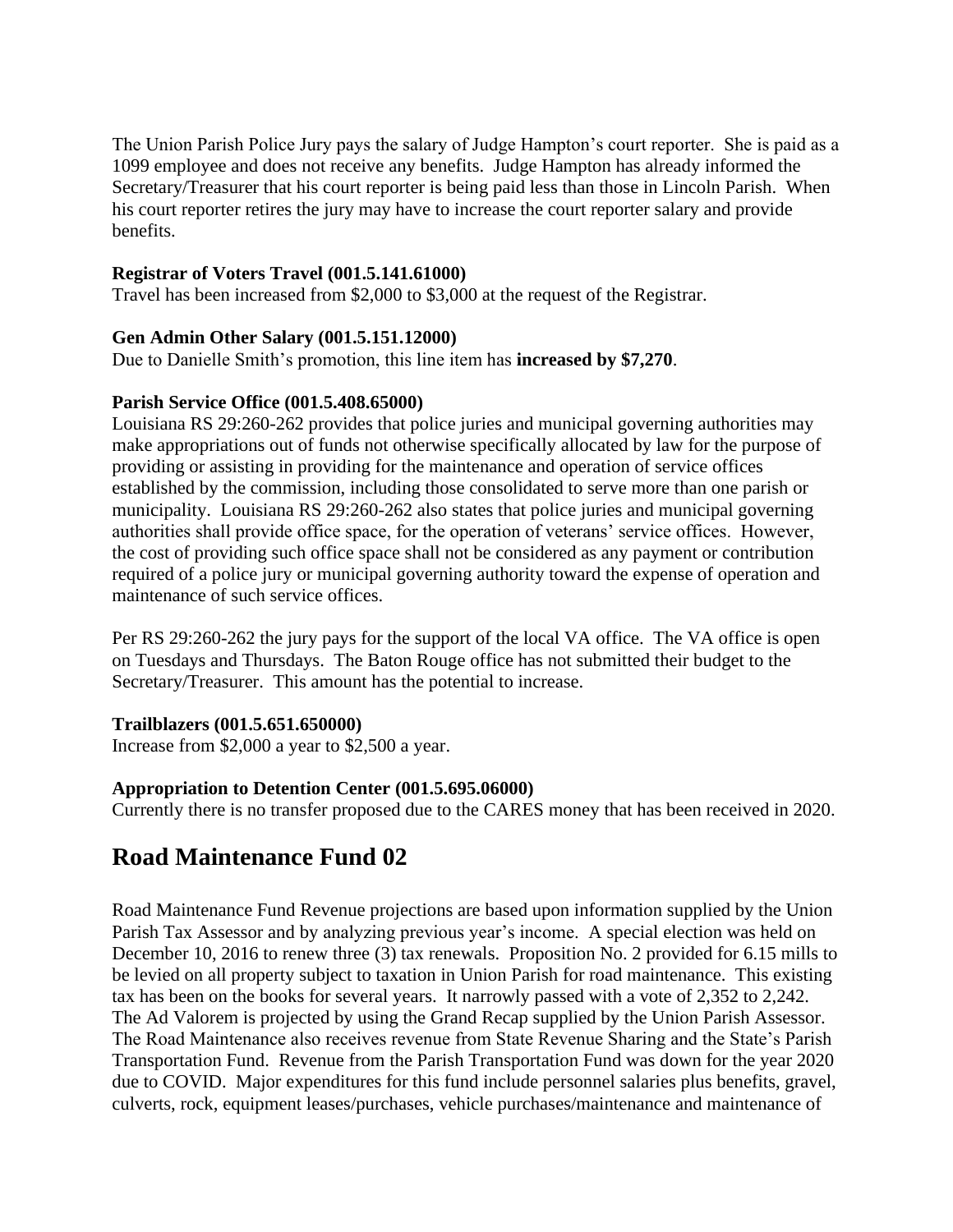The Union Parish Police Jury pays the salary of Judge Hampton's court reporter. She is paid as a 1099 employee and does not receive any benefits. Judge Hampton has already informed the Secretary/Treasurer that his court reporter is being paid less than those in Lincoln Parish. When his court reporter retires the jury may have to increase the court reporter salary and provide benefits.

**Registrar of Voters Travel (001.5.141.61000)**
Travel has been increased from $2,000 to $3,000 at the request of the Registrar.

**Gen Admin Other Salary (001.5.151.12000)**
Due to Danielle Smith's promotion, this line item has **increased by $7,270**.

**Parish Service Office (001.5.408.65000)**
Louisiana RS 29:260-262 provides that police juries and municipal governing authorities may make appropriations out of funds not otherwise specifically allocated by law for the purpose of providing or assisting in providing for the maintenance and operation of service offices established by the commission, including those consolidated to serve more than one parish or municipality. Louisiana RS 29:260-262 also states that police juries and municipal governing authorities shall provide office space, for the operation of veterans' service offices. However, the cost of providing such office space shall not be considered as any payment or contribution required of a police jury or municipal governing authority toward the expense of operation and maintenance of such service offices.

Per RS 29:260-262 the jury pays for the support of the local VA office. The VA office is open on Tuesdays and Thursdays. The Baton Rouge office has not submitted their budget to the Secretary/Treasurer. This amount has the potential to increase.

**Trailblazers (001.5.651.650000)**
Increase from $2,000 a year to $2,500 a year.

**Appropriation to Detention Center (001.5.695.06000)**
Currently there is no transfer proposed due to the CARES money that has been received in 2020.

## Road Maintenance Fund 02

Road Maintenance Fund Revenue projections are based upon information supplied by the Union Parish Tax Assessor and by analyzing previous year's income. A special election was held on December 10, 2016 to renew three (3) tax renewals. Proposition No. 2 provided for 6.15 mills to be levied on all property subject to taxation in Union Parish for road maintenance. This existing tax has been on the books for several years. It narrowly passed with a vote of 2,352 to 2,242. The Ad Valorem is projected by using the Grand Recap supplied by the Union Parish Assessor. The Road Maintenance also receives revenue from State Revenue Sharing and the State's Parish Transportation Fund. Revenue from the Parish Transportation Fund was down for the year 2020 due to COVID. Major expenditures for this fund include personnel salaries plus benefits, gravel, culverts, rock, equipment leases/purchases, vehicle purchases/maintenance and maintenance of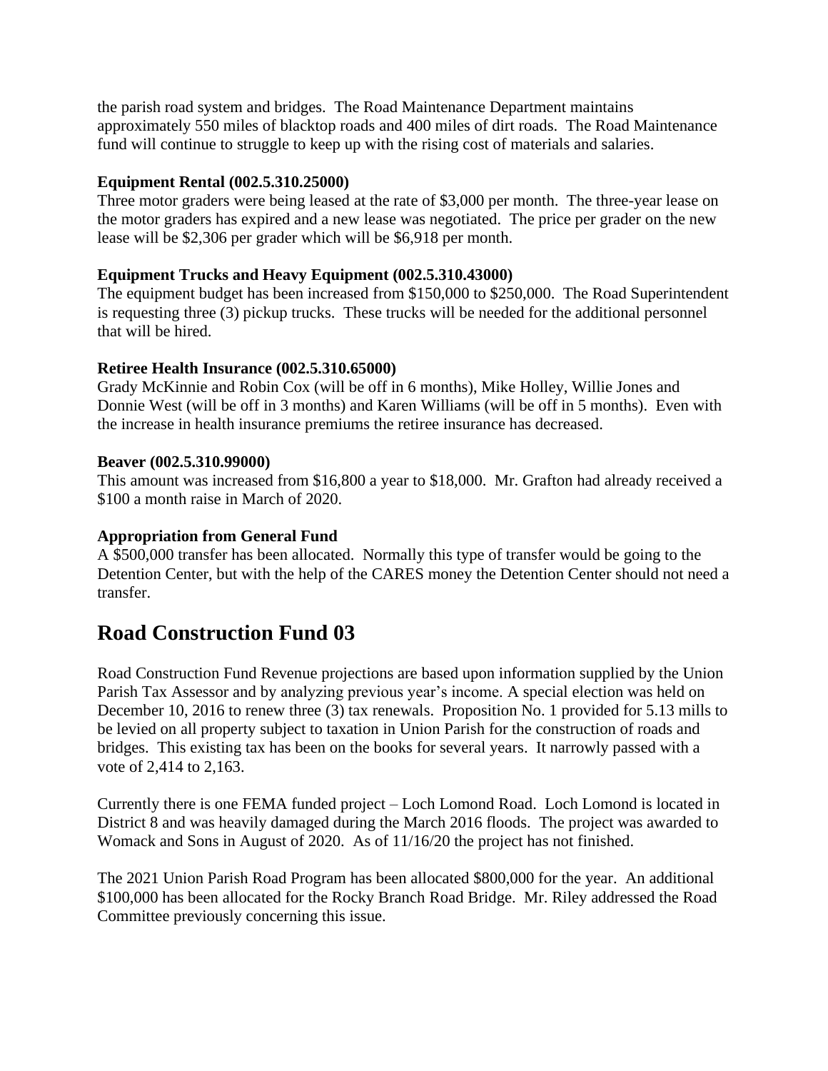the parish road system and bridges. The Road Maintenance Department maintains approximately 550 miles of blacktop roads and 400 miles of dirt roads. The Road Maintenance fund will continue to struggle to keep up with the rising cost of materials and salaries.

**Equipment Rental (002.5.310.25000)**
Three motor graders were being leased at the rate of $3,000 per month. The three-year lease on the motor graders has expired and a new lease was negotiated. The price per grader on the new lease will be $2,306 per grader which will be $6,918 per month.

**Equipment Trucks and Heavy Equipment (002.5.310.43000)**
The equipment budget has been increased from $150,000 to $250,000. The Road Superintendent is requesting three (3) pickup trucks. These trucks will be needed for the additional personnel that will be hired.

**Retiree Health Insurance (002.5.310.65000)**
Grady McKinnie and Robin Cox (will be off in 6 months), Mike Holley, Willie Jones and Donnie West (will be off in 3 months) and Karen Williams (will be off in 5 months). Even with the increase in health insurance premiums the retiree insurance has decreased.

**Beaver (002.5.310.99000)**
This amount was increased from $16,800 a year to $18,000. Mr. Grafton had already received a $100 a month raise in March of 2020.

**Appropriation from General Fund**
A $500,000 transfer has been allocated. Normally this type of transfer would be going to the Detention Center, but with the help of the CARES money the Detention Center should not need a transfer.

## Road Construction Fund 03

Road Construction Fund Revenue projections are based upon information supplied by the Union Parish Tax Assessor and by analyzing previous year's income. A special election was held on December 10, 2016 to renew three (3) tax renewals. Proposition No. 1 provided for 5.13 mills to be levied on all property subject to taxation in Union Parish for the construction of roads and bridges. This existing tax has been on the books for several years. It narrowly passed with a vote of 2,414 to 2,163.

Currently there is one FEMA funded project – Loch Lomond Road. Loch Lomond is located in District 8 and was heavily damaged during the March 2016 floods. The project was awarded to Womack and Sons in August of 2020. As of 11/16/20 the project has not finished.

The 2021 Union Parish Road Program has been allocated $800,000 for the year. An additional $100,000 has been allocated for the Rocky Branch Road Bridge. Mr. Riley addressed the Road Committee previously concerning this issue.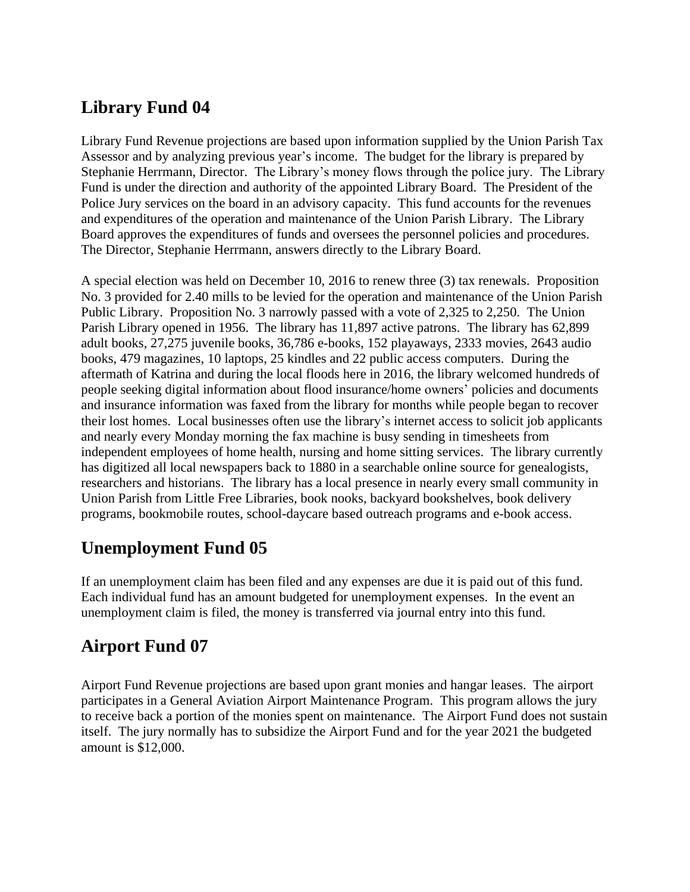## Library Fund 04

Library Fund Revenue projections are based upon information supplied by the Union Parish Tax Assessor and by analyzing previous year's income. The budget for the library is prepared by Stephanie Herrmann, Director. The Library's money flows through the police jury. The Library Fund is under the direction and authority of the appointed Library Board. The President of the Police Jury services on the board in an advisory capacity. This fund accounts for the revenues and expenditures of the operation and maintenance of the Union Parish Library. The Library Board approves the expenditures of funds and oversees the personnel policies and procedures. The Director, Stephanie Herrmann, answers directly to the Library Board.

A special election was held on December 10, 2016 to renew three (3) tax renewals. Proposition No. 3 provided for 2.40 mills to be levied for the operation and maintenance of the Union Parish Public Library. Proposition No. 3 narrowly passed with a vote of 2,325 to 2,250. The Union Parish Library opened in 1956. The library has 11,897 active patrons. The library has 62,899 adult books, 27,275 juvenile books, 36,786 e-books, 152 playaways, 2333 movies, 2643 audio books, 479 magazines, 10 laptops, 25 kindles and 22 public access computers. During the aftermath of Katrina and during the local floods here in 2016, the library welcomed hundreds of people seeking digital information about flood insurance/home owners' policies and documents and insurance information was faxed from the library for months while people began to recover their lost homes. Local businesses often use the library's internet access to solicit job applicants and nearly every Monday morning the fax machine is busy sending in timesheets from independent employees of home health, nursing and home sitting services. The library currently has digitized all local newspapers back to 1880 in a searchable online source for genealogists, researchers and historians. The library has a local presence in nearly every small community in Union Parish from Little Free Libraries, book nooks, backyard bookshelves, book delivery programs, bookmobile routes, school-daycare based outreach programs and e-book access.

## Unemployment Fund 05

If an unemployment claim has been filed and any expenses are due it is paid out of this fund. Each individual fund has an amount budgeted for unemployment expenses. In the event an unemployment claim is filed, the money is transferred via journal entry into this fund.

## Airport Fund 07

Airport Fund Revenue projections are based upon grant monies and hangar leases. The airport participates in a General Aviation Airport Maintenance Program. This program allows the jury to receive back a portion of the monies spent on maintenance. The Airport Fund does not sustain itself. The jury normally has to subsidize the Airport Fund and for the year 2021 the budgeted amount is $12,000.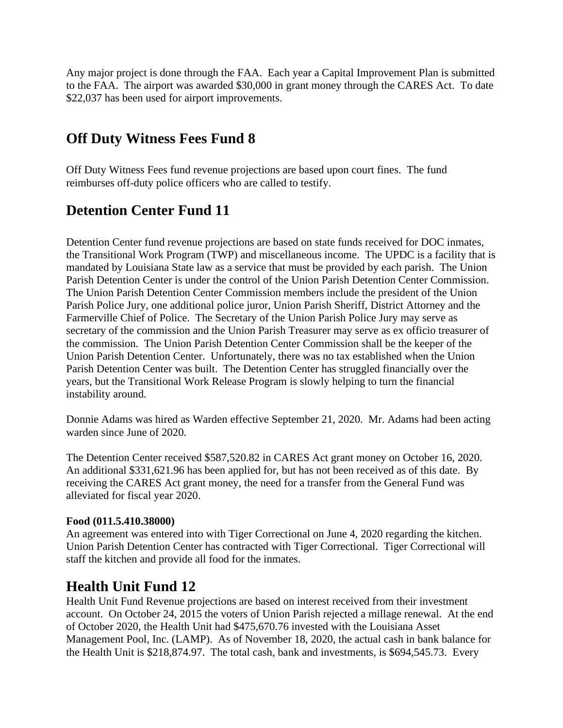Any major project is done through the FAA. Each year a Capital Improvement Plan is submitted to the FAA. The airport was awarded $30,000 in grant money through the CARES Act. To date $22,037 has been used for airport improvements.

## Off Duty Witness Fees Fund 8

Off Duty Witness Fees fund revenue projections are based upon court fines. The fund reimburses off-duty police officers who are called to testify.

## Detention Center Fund 11

Detention Center fund revenue projections are based on state funds received for DOC inmates, the Transitional Work Program (TWP) and miscellaneous income. The UPDC is a facility that is mandated by Louisiana State law as a service that must be provided by each parish. The Union Parish Detention Center is under the control of the Union Parish Detention Center Commission. The Union Parish Detention Center Commission members include the president of the Union Parish Police Jury, one additional police juror, Union Parish Sheriff, District Attorney and the Farmerville Chief of Police. The Secretary of the Union Parish Police Jury may serve as secretary of the commission and the Union Parish Treasurer may serve as ex officio treasurer of the commission. The Union Parish Detention Center Commission shall be the keeper of the Union Parish Detention Center. Unfortunately, there was no tax established when the Union Parish Detention Center was built. The Detention Center has struggled financially over the years, but the Transitional Work Release Program is slowly helping to turn the financial instability around.

Donnie Adams was hired as Warden effective September 21, 2020. Mr. Adams had been acting warden since June of 2020.

The Detention Center received $587,520.82 in CARES Act grant money on October 16, 2020. An additional $331,621.96 has been applied for, but has not been received as of this date. By receiving the CARES Act grant money, the need for a transfer from the General Fund was alleviated for fiscal year 2020.

**Food (011.5.410.38000)**
An agreement was entered into with Tiger Correctional on June 4, 2020 regarding the kitchen. Union Parish Detention Center has contracted with Tiger Correctional. Tiger Correctional will staff the kitchen and provide all food for the inmates.

## Health Unit Fund 12

Health Unit Fund Revenue projections are based on interest received from their investment account. On October 24, 2015 the voters of Union Parish rejected a millage renewal. At the end of October 2020, the Health Unit had $475,670.76 invested with the Louisiana Asset Management Pool, Inc. (LAMP). As of November 18, 2020, the actual cash in bank balance for the Health Unit is $218,874.97. The total cash, bank and investments, is $694,545.73. Every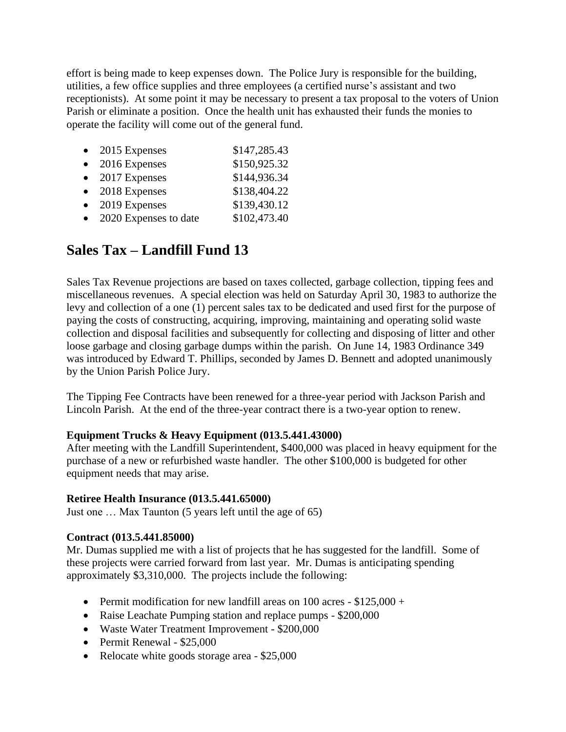effort is being made to keep expenses down. The Police Jury is responsible for the building, utilities, a few office supplies and three employees (a certified nurse's assistant and two receptionists). At some point it may be necessary to present a tax proposal to the voters of Union Parish or eliminate a position. Once the health unit has exhausted their funds the monies to operate the facility will come out of the general fund.

- 2015 Expenses $147,285.43
- 2016 Expenses $150,925.32
- 2017 Expenses $144,936.34
- 2018 Expenses $138,404.22
- 2019 Expenses $139,430.12
- 2020 Expenses to date $102,473.40

## Sales Tax – Landfill Fund 13

Sales Tax Revenue projections are based on taxes collected, garbage collection, tipping fees and miscellaneous revenues. A special election was held on Saturday April 30, 1983 to authorize the levy and collection of a one (1) percent sales tax to be dedicated and used first for the purpose of paying the costs of constructing, acquiring, improving, maintaining and operating solid waste collection and disposal facilities and subsequently for collecting and disposing of litter and other loose garbage and closing garbage dumps within the parish. On June 14, 1983 Ordinance 349 was introduced by Edward T. Phillips, seconded by James D. Bennett and adopted unanimously by the Union Parish Police Jury.

The Tipping Fee Contracts have been renewed for a three-year period with Jackson Parish and Lincoln Parish. At the end of the three-year contract there is a two-year option to renew.

**Equipment Trucks & Heavy Equipment (013.5.441.43000)**
After meeting with the Landfill Superintendent, $400,000 was placed in heavy equipment for the purchase of a new or refurbished waste handler. The other $100,000 is budgeted for other equipment needs that may arise.

**Retiree Health Insurance (013.5.441.65000)**
Just one … Max Taunton (5 years left until the age of 65)

**Contract (013.5.441.85000)**
Mr. Dumas supplied me with a list of projects that he has suggested for the landfill. Some of these projects were carried forward from last year. Mr. Dumas is anticipating spending approximately $3,310,000. The projects include the following:

- Permit modification for new landfill areas on 100 acres - $125,000 +
- Raise Leachate Pumping station and replace pumps - $200,000
- Waste Water Treatment Improvement - $200,000
- Permit Renewal - $25,000
- Relocate white goods storage area - $25,000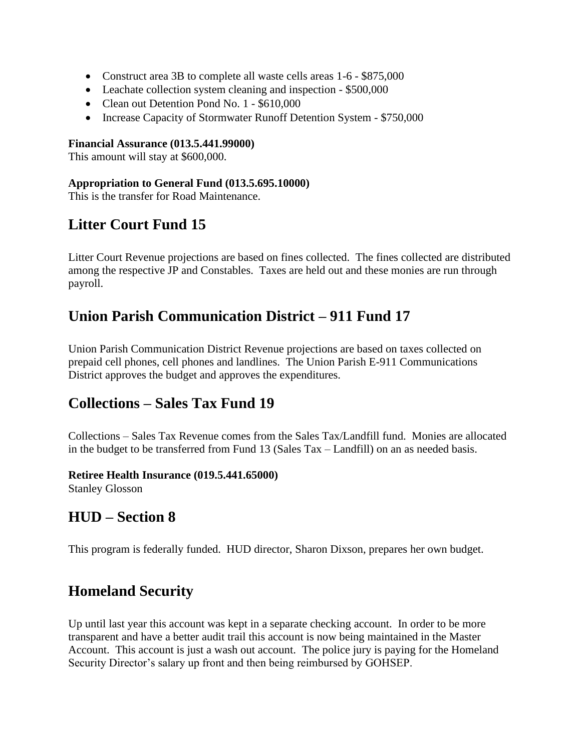- Construct area 3B to complete all waste cells areas 1-6 - $875,000
- Leachate collection system cleaning and inspection - $500,000
- Clean out Detention Pond No. 1 - $610,000
- Increase Capacity of Stormwater Runoff Detention System - $750,000

**Financial Assurance (013.5.441.99000)**
This amount will stay at $600,000.

**Appropriation to General Fund (013.5.695.10000)**
This is the transfer for Road Maintenance.

## Litter Court Fund 15

Litter Court Revenue projections are based on fines collected. The fines collected are distributed among the respective JP and Constables. Taxes are held out and these monies are run through payroll.

## Union Parish Communication District – 911 Fund 17

Union Parish Communication District Revenue projections are based on taxes collected on prepaid cell phones, cell phones and landlines. The Union Parish E-911 Communications District approves the budget and approves the expenditures.

## Collections – Sales Tax Fund 19

Collections – Sales Tax Revenue comes from the Sales Tax/Landfill fund. Monies are allocated in the budget to be transferred from Fund 13 (Sales Tax – Landfill) on an as needed basis.

**Retiree Health Insurance (019.5.441.65000)**
Stanley Glosson

## HUD – Section 8

This program is federally funded. HUD director, Sharon Dixson, prepares her own budget.

## Homeland Security

Up until last year this account was kept in a separate checking account. In order to be more transparent and have a better audit trail this account is now being maintained in the Master Account. This account is just a wash out account. The police jury is paying for the Homeland Security Director's salary up front and then being reimbursed by GOHSEP.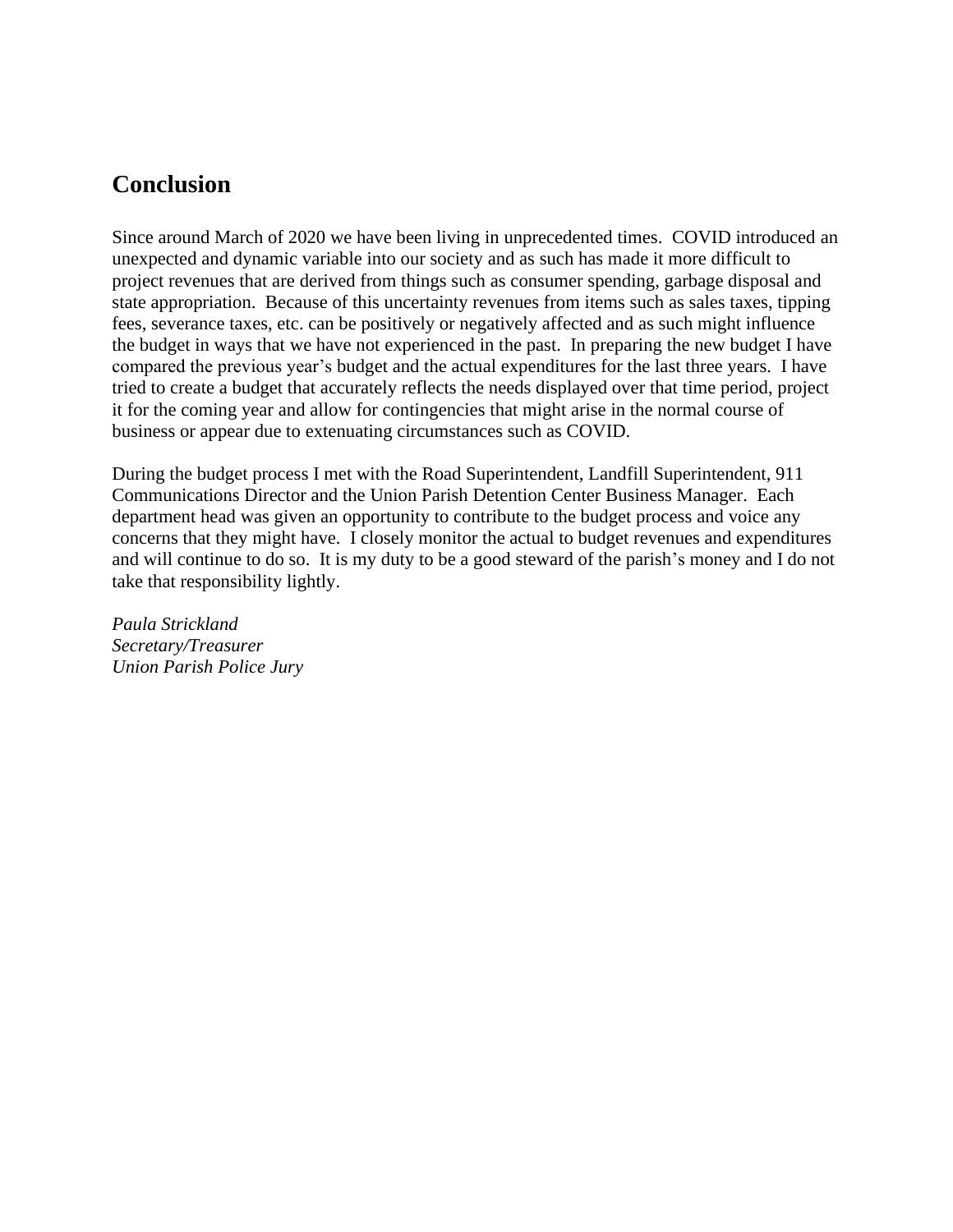## Conclusion

Since around March of 2020 we have been living in unprecedented times. COVID introduced an unexpected and dynamic variable into our society and as such has made it more difficult to project revenues that are derived from things such as consumer spending, garbage disposal and state appropriation. Because of this uncertainty revenues from items such as sales taxes, tipping fees, severance taxes, etc. can be positively or negatively affected and as such might influence the budget in ways that we have not experienced in the past. In preparing the new budget I have compared the previous year's budget and the actual expenditures for the last three years. I have tried to create a budget that accurately reflects the needs displayed over that time period, project it for the coming year and allow for contingencies that might arise in the normal course of business or appear due to extenuating circumstances such as COVID.

During the budget process I met with the Road Superintendent, Landfill Superintendent, 911 Communications Director and the Union Parish Detention Center Business Manager. Each department head was given an opportunity to contribute to the budget process and voice any concerns that they might have. I closely monitor the actual to budget revenues and expenditures and will continue to do so. It is my duty to be a good steward of the parish's money and I do not take that responsibility lightly.

*Paula Strickland*
*Secretary/Treasurer*
*Union Parish Police Jury*